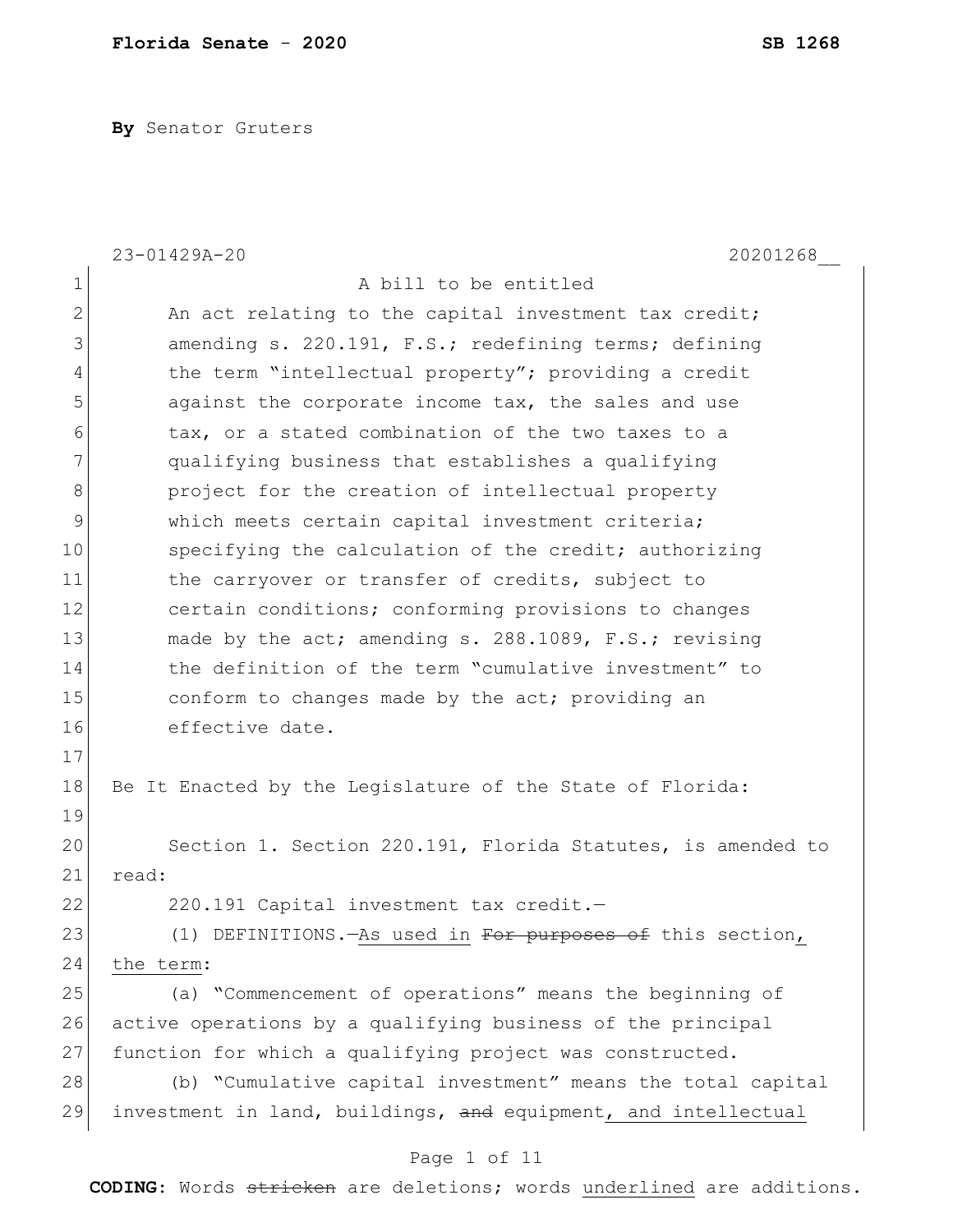**By** Senator Gruters

23-01429A-20 20201268__

A bill to be entitled

An act relating to the capital investment tax credit; amending s. 220.191, F.S.; redefining terms; defining the term "intellectual property"; providing a credit against the corporate income tax, the sales and use tax, or a stated combination of the two taxes to a qualifying business that establishes a qualifying project for the creation of intellectual property which meets certain capital investment criteria; specifying the calculation of the credit; authorizing the carryover or transfer of credits, subject to certain conditions; conforming provisions to changes made by the act; amending s. 288.1089, F.S.; revising the definition of the term "cumulative investment" to conform to changes made by the act; providing an effective date.

Be It Enacted by the Legislature of the State of Florida:

Section 1. Section 220.191, Florida Statutes, is amended to read:

220.191 Capital investment tax credit.—

(1) DEFINITIONS.—<u>As used in</u> ~~For purposes of~~ this section<u>, the term</u>:

(a) "Commencement of operations" means the beginning of active operations by a qualifying business of the principal function for which a qualifying project was constructed.

(b) "Cumulative capital investment" means the total capital investment in land, buildings, ~~and~~ equipment<u>, and intellectual</u>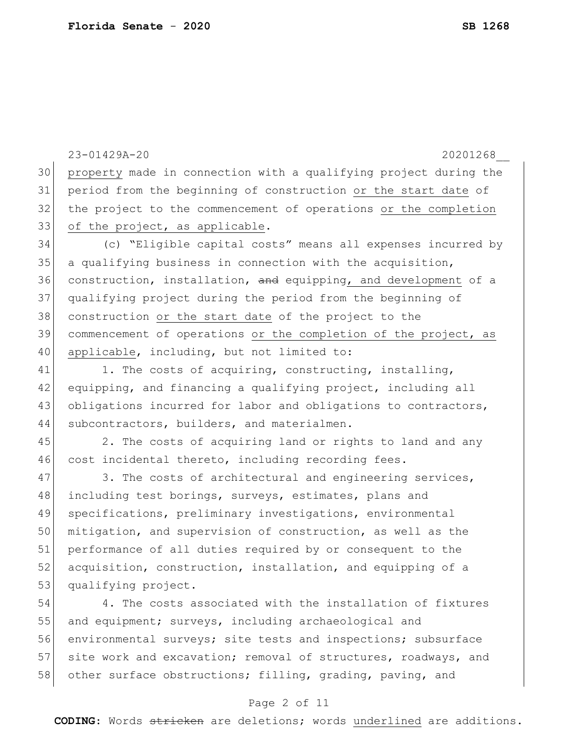property made in connection with a qualifying project during the period from the beginning of construction <u>or the start date</u> of the project to the commencement of operations <u>or the completion of the project, as applicable</u>.

(c) "Eligible capital costs" means all expenses incurred by a qualifying business in connection with the acquisition, construction, installation, ~~and~~ equipping<u>, and development</u> of a qualifying project during the period from the beginning of construction <u>or the start date</u> of the project to the commencement of operations <u>or the completion of the project, as applicable</u>, including, but not limited to:

1. The costs of acquiring, constructing, installing, equipping, and financing a qualifying project, including all obligations incurred for labor and obligations to contractors, subcontractors, builders, and materialmen.

2. The costs of acquiring land or rights to land and any cost incidental thereto, including recording fees.

3. The costs of architectural and engineering services, including test borings, surveys, estimates, plans and specifications, preliminary investigations, environmental mitigation, and supervision of construction, as well as the performance of all duties required by or consequent to the acquisition, construction, installation, and equipping of a qualifying project.

4. The costs associated with the installation of fixtures and equipment; surveys, including archaeological and environmental surveys; site tests and inspections; subsurface site work and excavation; removal of structures, roadways, and other surface obstructions; filling, grading, paving, and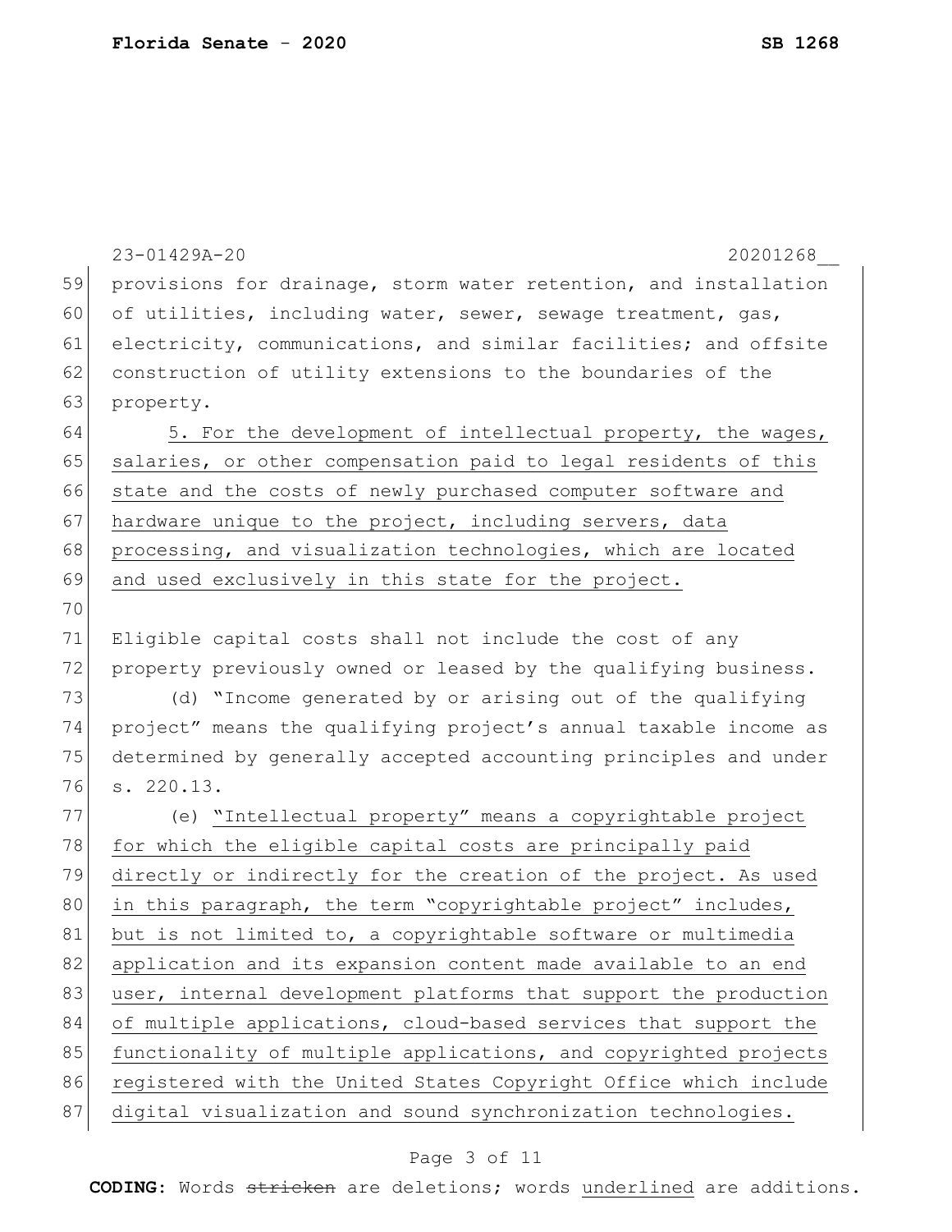provisions for drainage, storm water retention, and installation of utilities, including water, sewer, sewage treatment, gas, electricity, communications, and similar facilities; and offsite construction of utility extensions to the boundaries of the property.

<u>5. For the development of intellectual property, the wages, salaries, or other compensation paid to legal residents of this state and the costs of newly purchased computer software and hardware unique to the project, including servers, data processing, and visualization technologies, which are located and used exclusively in this state for the project.</u>

Eligible capital costs shall not include the cost of any property previously owned or leased by the qualifying business.

(d) "Income generated by or arising out of the qualifying project" means the qualifying project's annual taxable income as determined by generally accepted accounting principles and under s. 220.13.

(e) <u>"Intellectual property" means a copyrightable project for which the eligible capital costs are principally paid directly or indirectly for the creation of the project. As used in this paragraph, the term "copyrightable project" includes, but is not limited to, a copyrightable software or multimedia application and its expansion content made available to an end user, internal development platforms that support the production of multiple applications, cloud-based services that support the functionality of multiple applications, and copyrighted projects registered with the United States Copyright Office which include digital visualization and sound synchronization technologies.</u>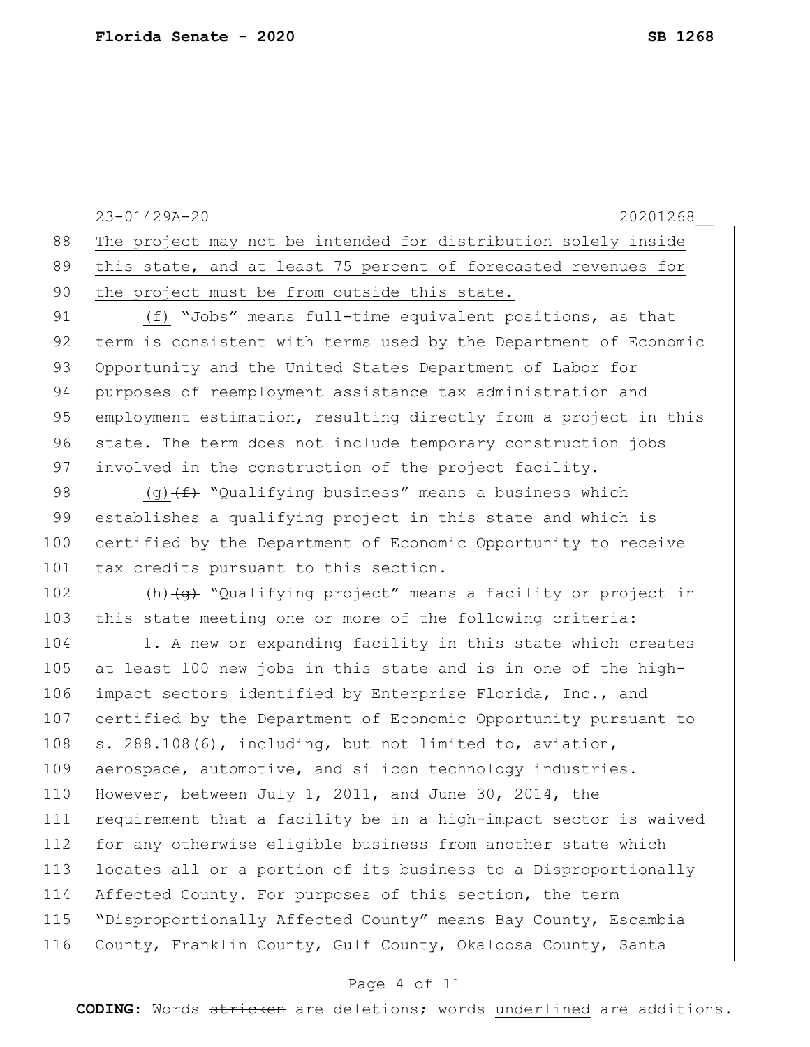The project may not be intended for distribution solely inside this state, and at least 75 percent of forecasted revenues for the project must be from outside this state.

(f) "Jobs" means full-time equivalent positions, as that term is consistent with terms used by the Department of Economic Opportunity and the United States Department of Labor for purposes of reemployment assistance tax administration and employment estimation, resulting directly from a project in this state. The term does not include temporary construction jobs involved in the construction of the project facility.

(g) ~~(f)~~ "Qualifying business" means a business which establishes a qualifying project in this state and which is certified by the Department of Economic Opportunity to receive tax credits pursuant to this section.

(h) ~~(g)~~ "Qualifying project" means a facility or project in this state meeting one or more of the following criteria:

1. A new or expanding facility in this state which creates at least 100 new jobs in this state and is in one of the high-impact sectors identified by Enterprise Florida, Inc., and certified by the Department of Economic Opportunity pursuant to s. 288.108(6), including, but not limited to, aviation, aerospace, automotive, and silicon technology industries. However, between July 1, 2011, and June 30, 2014, the requirement that a facility be in a high-impact sector is waived for any otherwise eligible business from another state which locates all or a portion of its business to a Disproportionally Affected County. For purposes of this section, the term "Disproportionally Affected County" means Bay County, Escambia County, Franklin County, Gulf County, Okaloosa County, Santa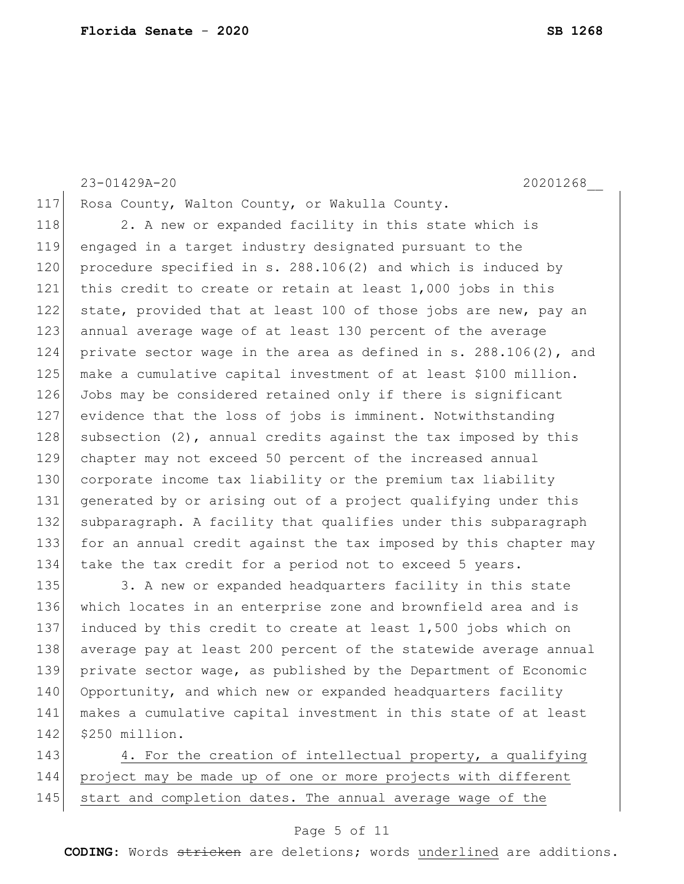Rosa County, Walton County, or Wakulla County.

2. A new or expanded facility in this state which is engaged in a target industry designated pursuant to the procedure specified in s. 288.106(2) and which is induced by this credit to create or retain at least 1,000 jobs in this state, provided that at least 100 of those jobs are new, pay an annual average wage of at least 130 percent of the average private sector wage in the area as defined in s. 288.106(2), and make a cumulative capital investment of at least $100 million. Jobs may be considered retained only if there is significant evidence that the loss of jobs is imminent. Notwithstanding subsection (2), annual credits against the tax imposed by this chapter may not exceed 50 percent of the increased annual corporate income tax liability or the premium tax liability generated by or arising out of a project qualifying under this subparagraph. A facility that qualifies under this subparagraph for an annual credit against the tax imposed by this chapter may take the tax credit for a period not to exceed 5 years.

3. A new or expanded headquarters facility in this state which locates in an enterprise zone and brownfield area and is induced by this credit to create at least 1,500 jobs which on average pay at least 200 percent of the statewide average annual private sector wage, as published by the Department of Economic Opportunity, and which new or expanded headquarters facility makes a cumulative capital investment in this state of at least $250 million.

<u>4. For the creation of intellectual property, a qualifying project may be made up of one or more projects with different start and completion dates. The annual average wage of the</u>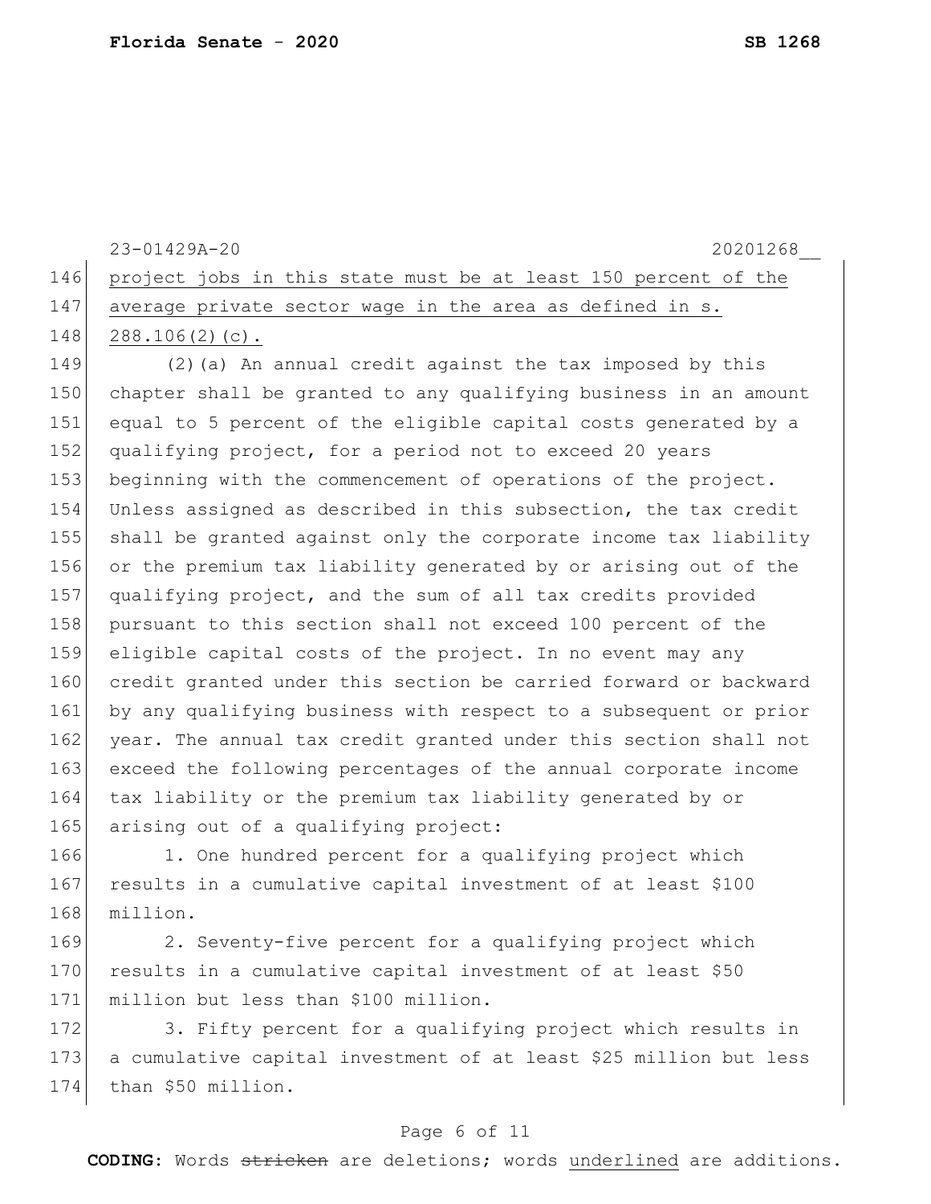project jobs in this state must be at least 150 percent of the average private sector wage in the area as defined in s. 288.106(2)(c).

(2)(a) An annual credit against the tax imposed by this chapter shall be granted to any qualifying business in an amount equal to 5 percent of the eligible capital costs generated by a qualifying project, for a period not to exceed 20 years beginning with the commencement of operations of the project. Unless assigned as described in this subsection, the tax credit shall be granted against only the corporate income tax liability or the premium tax liability generated by or arising out of the qualifying project, and the sum of all tax credits provided pursuant to this section shall not exceed 100 percent of the eligible capital costs of the project. In no event may any credit granted under this section be carried forward or backward by any qualifying business with respect to a subsequent or prior year. The annual tax credit granted under this section shall not exceed the following percentages of the annual corporate income tax liability or the premium tax liability generated by or arising out of a qualifying project:

1. One hundred percent for a qualifying project which results in a cumulative capital investment of at least $100 million.

2. Seventy-five percent for a qualifying project which results in a cumulative capital investment of at least $50 million but less than $100 million.

3. Fifty percent for a qualifying project which results in a cumulative capital investment of at least $25 million but less than $50 million.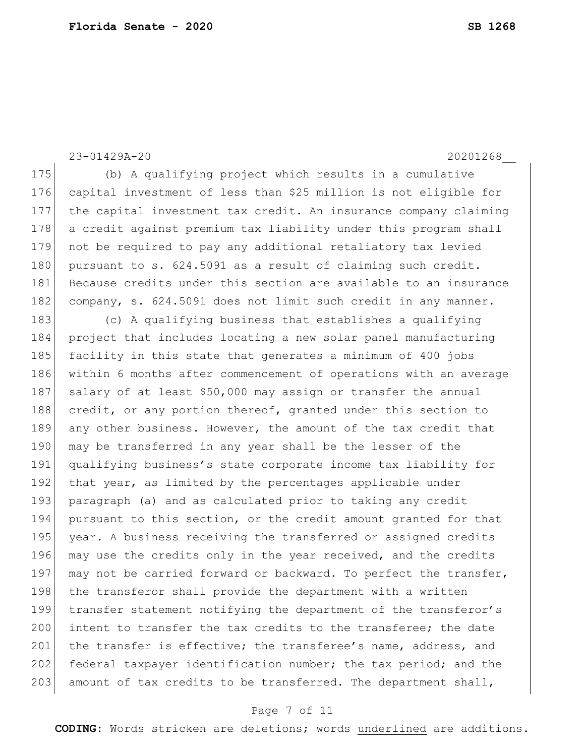(b) A qualifying project which results in a cumulative capital investment of less than $25 million is not eligible for the capital investment tax credit. An insurance company claiming a credit against premium tax liability under this program shall not be required to pay any additional retaliatory tax levied pursuant to s. 624.5091 as a result of claiming such credit. Because credits under this section are available to an insurance company, s. 624.5091 does not limit such credit in any manner.

(c) A qualifying business that establishes a qualifying project that includes locating a new solar panel manufacturing facility in this state that generates a minimum of 400 jobs within 6 months after commencement of operations with an average salary of at least $50,000 may assign or transfer the annual credit, or any portion thereof, granted under this section to any other business. However, the amount of the tax credit that may be transferred in any year shall be the lesser of the qualifying business's state corporate income tax liability for that year, as limited by the percentages applicable under paragraph (a) and as calculated prior to taking any credit pursuant to this section, or the credit amount granted for that year. A business receiving the transferred or assigned credits may use the credits only in the year received, and the credits may not be carried forward or backward. To perfect the transfer, the transferor shall provide the department with a written transfer statement notifying the department of the transferor's intent to transfer the tax credits to the transferee; the date the transfer is effective; the transferee's name, address, and federal taxpayer identification number; the tax period; and the amount of tax credits to be transferred. The department shall,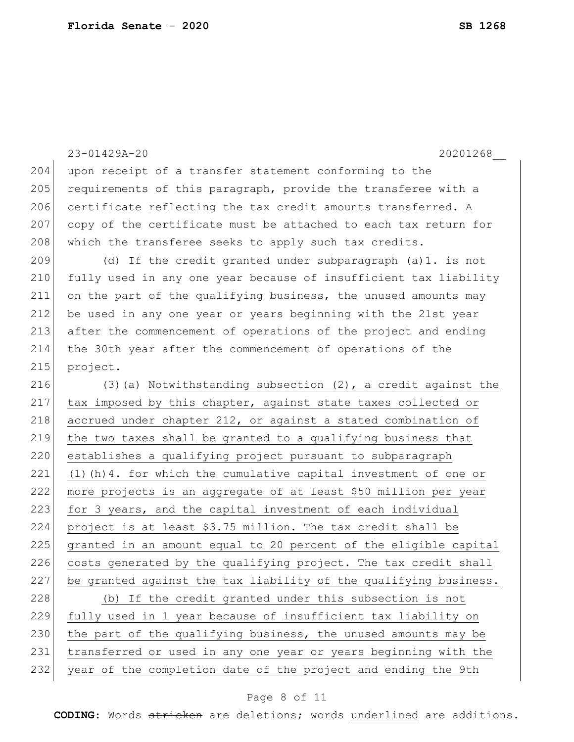upon receipt of a transfer statement conforming to the requirements of this paragraph, provide the transferee with a certificate reflecting the tax credit amounts transferred. A copy of the certificate must be attached to each tax return for which the transferee seeks to apply such tax credits.

(d) If the credit granted under subparagraph (a)1. is not fully used in any one year because of insufficient tax liability on the part of the qualifying business, the unused amounts may be used in any one year or years beginning with the 21st year after the commencement of operations of the project and ending the 30th year after the commencement of operations of the project.

(3)(a) <u>Notwithstanding subsection (2), a credit against the tax imposed by this chapter, against state taxes collected or accrued under chapter 212, or against a stated combination of the two taxes shall be granted to a qualifying business that establishes a qualifying project pursuant to subparagraph (1)(h)4. for which the cumulative capital investment of one or more projects is an aggregate of at least $50 million per year for 3 years, and the capital investment of each individual project is at least $3.75 million. The tax credit shall be granted in an amount equal to 20 percent of the eligible capital costs generated by the qualifying project. The tax credit shall be granted against the tax liability of the qualifying business.</u>

<u>(b) If the credit granted under this subsection is not fully used in 1 year because of insufficient tax liability on the part of the qualifying business, the unused amounts may be transferred or used in any one year or years beginning with the year of the completion date of the project and ending the 9th</u>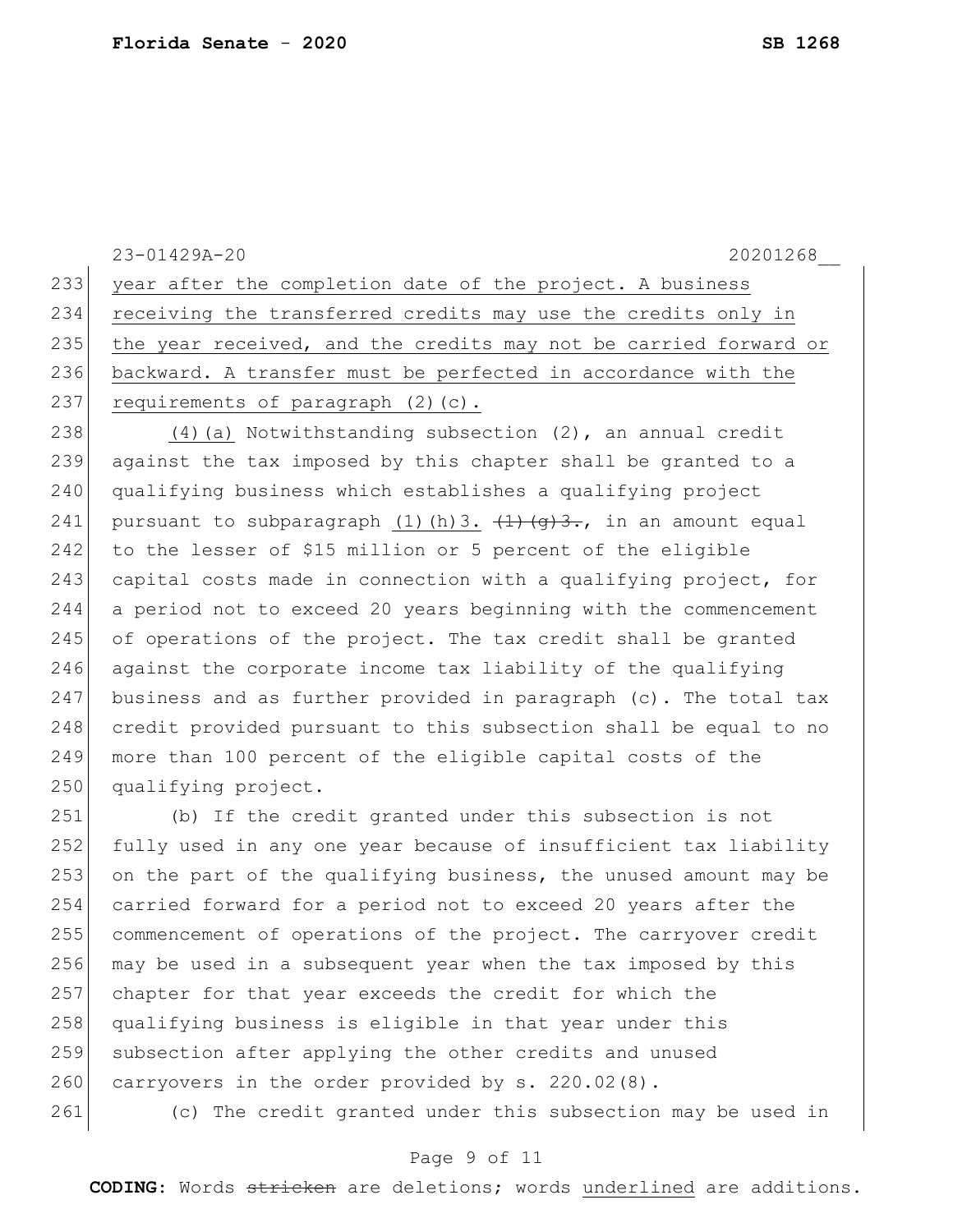year after the completion date of the project. A business receiving the transferred credits may use the credits only in the year received, and the credits may not be carried forward or backward. A transfer must be perfected in accordance with the requirements of paragraph (2)(c).

(4)(a) Notwithstanding subsection (2), an annual credit against the tax imposed by this chapter shall be granted to a qualifying business which establishes a qualifying project pursuant to subparagraph (1)(h)3. ~~(1)(g)3.~~, in an amount equal to the lesser of $15 million or 5 percent of the eligible capital costs made in connection with a qualifying project, for a period not to exceed 20 years beginning with the commencement of operations of the project. The tax credit shall be granted against the corporate income tax liability of the qualifying business and as further provided in paragraph (c). The total tax credit provided pursuant to this subsection shall be equal to no more than 100 percent of the eligible capital costs of the qualifying project.

(b) If the credit granted under this subsection is not fully used in any one year because of insufficient tax liability on the part of the qualifying business, the unused amount may be carried forward for a period not to exceed 20 years after the commencement of operations of the project. The carryover credit may be used in a subsequent year when the tax imposed by this chapter for that year exceeds the credit for which the qualifying business is eligible in that year under this subsection after applying the other credits and unused carryovers in the order provided by s. 220.02(8).

(c) The credit granted under this subsection may be used in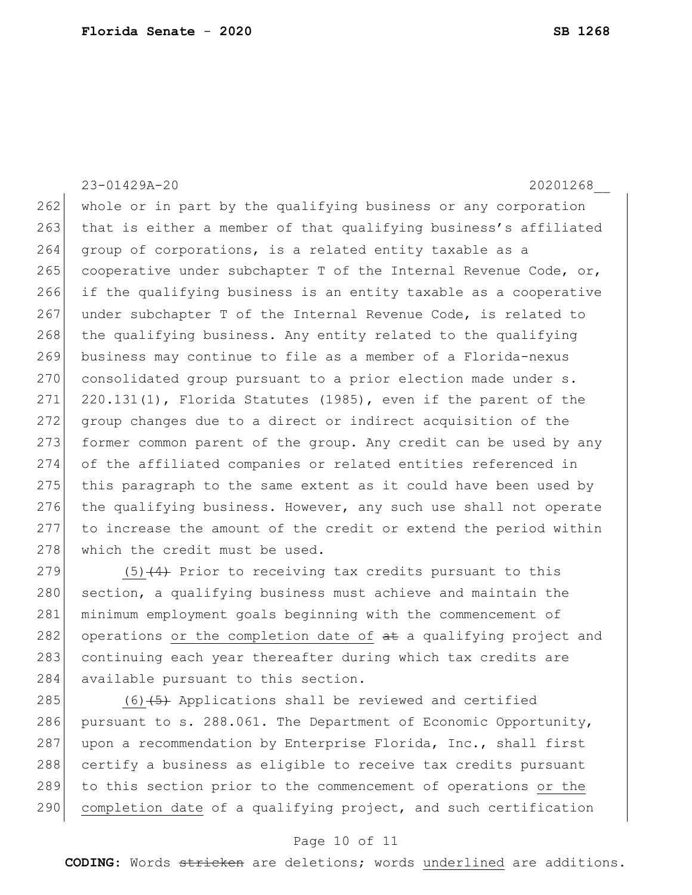whole or in part by the qualifying business or any corporation that is either a member of that qualifying business's affiliated group of corporations, is a related entity taxable as a cooperative under subchapter T of the Internal Revenue Code, or, if the qualifying business is an entity taxable as a cooperative under subchapter T of the Internal Revenue Code, is related to the qualifying business. Any entity related to the qualifying business may continue to file as a member of a Florida-nexus consolidated group pursuant to a prior election made under s. 220.131(1), Florida Statutes (1985), even if the parent of the group changes due to a direct or indirect acquisition of the former common parent of the group. Any credit can be used by any of the affiliated companies or related entities referenced in this paragraph to the same extent as it could have been used by the qualifying business. However, any such use shall not operate to increase the amount of the credit or extend the period within which the credit must be used.

<u>(5)</u>~~(4)~~ Prior to receiving tax credits pursuant to this section, a qualifying business must achieve and maintain the minimum employment goals beginning with the commencement of operations <u>or the completion date of</u> ~~at~~ a qualifying project and continuing each year thereafter during which tax credits are available pursuant to this section.

<u>(6)</u>~~(5)~~ Applications shall be reviewed and certified pursuant to s. 288.061. The Department of Economic Opportunity, upon a recommendation by Enterprise Florida, Inc., shall first certify a business as eligible to receive tax credits pursuant to this section prior to the commencement of operations <u>or the completion date</u> of a qualifying project, and such certification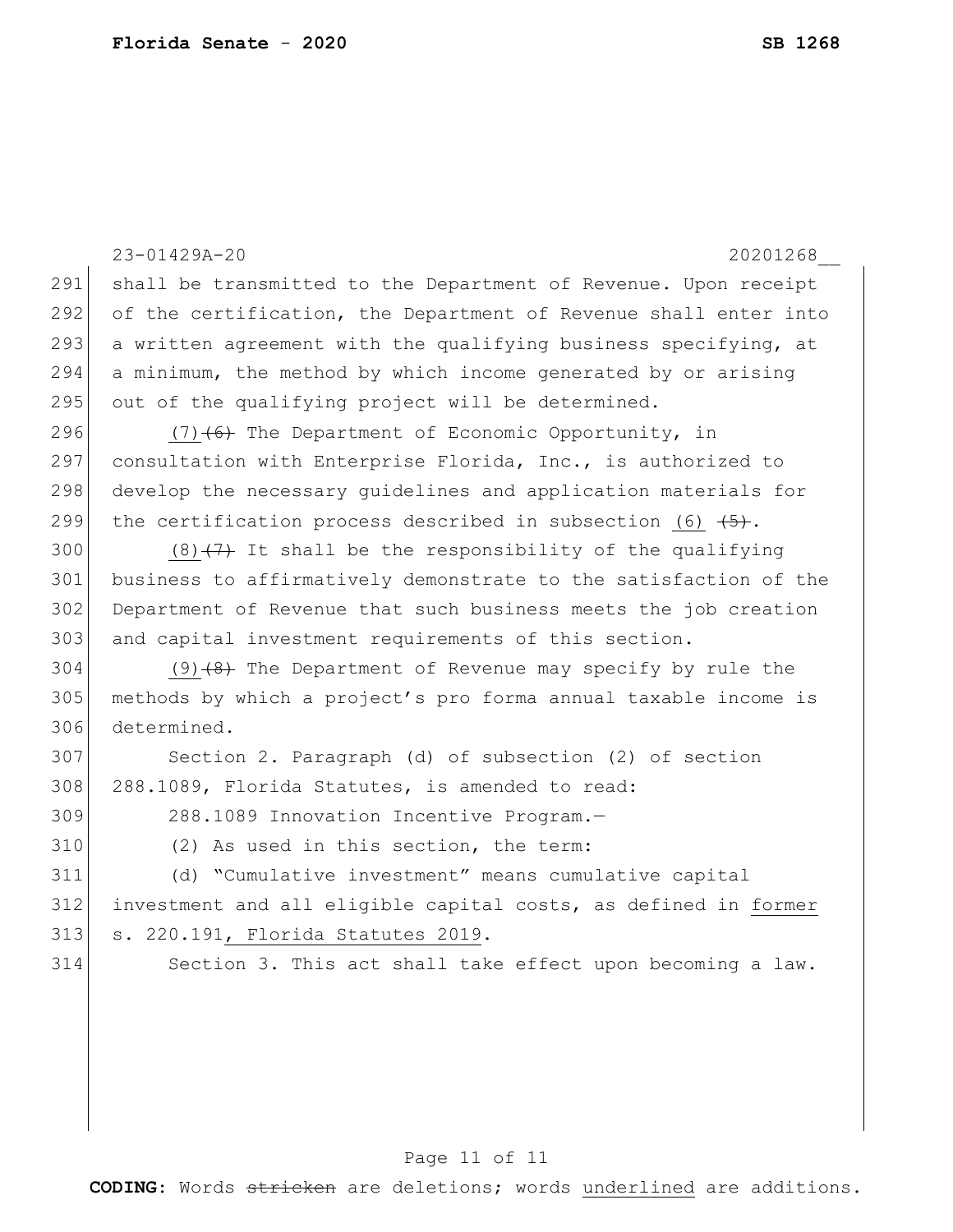shall be transmitted to the Department of Revenue. Upon receipt of the certification, the Department of Revenue shall enter into a written agreement with the qualifying business specifying, at a minimum, the method by which income generated by or arising out of the qualifying project will be determined.

(7) ~~(6)~~ The Department of Economic Opportunity, in consultation with Enterprise Florida, Inc., is authorized to develop the necessary guidelines and application materials for the certification process described in subsection (6) ~~(5)~~.

(8) ~~(7)~~ It shall be the responsibility of the qualifying business to affirmatively demonstrate to the satisfaction of the Department of Revenue that such business meets the job creation and capital investment requirements of this section.

(9) ~~(8)~~ The Department of Revenue may specify by rule the methods by which a project's pro forma annual taxable income is determined.

Section 2. Paragraph (d) of subsection (2) of section 288.1089, Florida Statutes, is amended to read:

288.1089 Innovation Incentive Program.—

(2) As used in this section, the term:

(d) "Cumulative investment" means cumulative capital investment and all eligible capital costs, as defined in former s. 220.191, Florida Statutes 2019.

Section 3. This act shall take effect upon becoming a law.